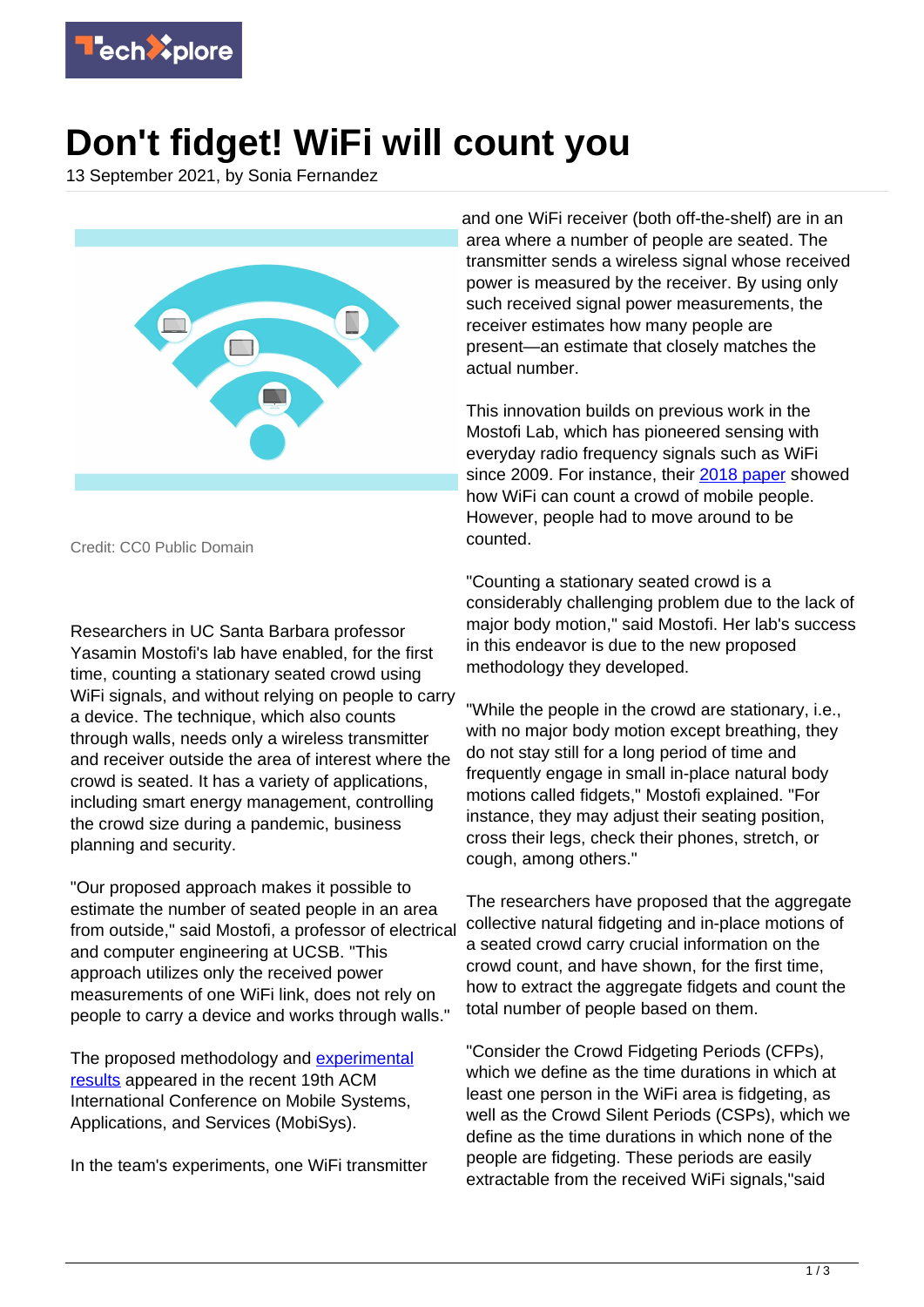# Don't fidget! WiFi will count you

13 September 2021, by Sonia Fernandez

Credit: CC0 Public Domain

Researchers in UC Santa Barbara professor Yasamin Mostofi's lab have enabled, for the first time, counting a stationary seated crowd using WiFi signals, and without relying on people to carry a device. The technique, which also counts through walls, needs only a wireless transmitter and receiver outside the area of interest where the crowd is seated. It has a variety of applications, including smart energy management, controlling the crowd size during a pandemic, business planning and security.

"Our proposed approach makes it possible to estimate the number of seated people in an area from outside," said Mostofi, a professor of electrical and computer engineering at UCSB. "This approach utilizes only the received power measurements of one WiFi link, does not rely on people to carry a device and works through walls."

The proposed methodology and experimental results appeared in the recent 19th ACM International Conference on Mobile Systems, Applications, and Services (MobiSys).

In the team's experiments, one WiFi transmitter and one WiFi receiver (both off-the-shelf) are in an area where a number of people are seated. The transmitter sends a wireless signal whose received power is measured by the receiver. By using only such received signal power measurements, the receiver estimates how many people are present—an estimate that closely matches the actual number.

This innovation builds on previous work in the Mostofi Lab, which has pioneered sensing with everyday radio frequency signals such as WiFi since 2009. For instance, their 2018 paper showed how WiFi can count a crowd of mobile people. However, people had to move around to be counted.

"Counting a stationary seated crowd is a considerably challenging problem due to the lack of major body motion," said Mostofi. Her lab's success in this endeavor is due to the new proposed methodology they developed.

"While the people in the crowd are stationary, i.e., with no major body motion except breathing, they do not stay still for a long period of time and frequently engage in small in-place natural body motions called fidgets," Mostofi explained. "For instance, they may adjust their seating position, cross their legs, check their phones, stretch, or cough, among others."

The researchers have proposed that the aggregate collective natural fidgeting and in-place motions of a seated crowd carry crucial information on the crowd count, and have shown, for the first time, how to extract the aggregate fidgets and count the total number of people based on them.

"Consider the Crowd Fidgeting Periods (CFPs), which we define as the time durations in which at least one person in the WiFi area is fidgeting, as well as the Crowd Silent Periods (CSPs), which we define as the time durations in which none of the people are fidgeting. These periods are easily extractable from the received WiFi signals,"said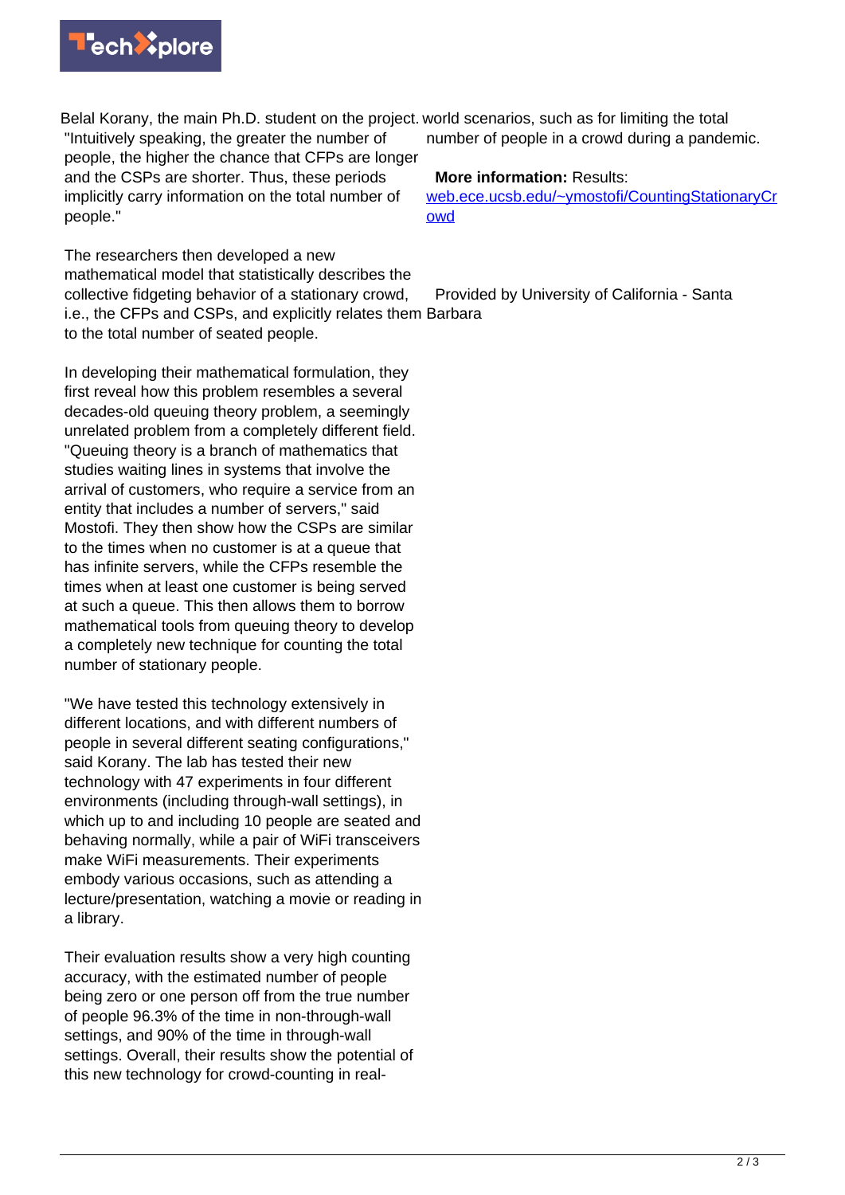Belal Korany, the main Ph.D. student on the project. "Intuitively speaking, the greater the number of people, the higher the chance that CFPs are longer and the CSPs are shorter. Thus, these periods implicitly carry information on the total number of people."

The researchers then developed a new mathematical model that statistically describes the collective fidgeting behavior of a stationary crowd, i.e., the CFPs and CSPs, and explicitly relates them to the total number of seated people.

In developing their mathematical formulation, they first reveal how this problem resembles a several decades-old queuing theory problem, a seemingly unrelated problem from a completely different field. "Queuing theory is a branch of mathematics that studies waiting lines in systems that involve the arrival of customers, who require a service from an entity that includes a number of servers," said Mostofi. They then show how the CSPs are similar to the times when no customer is at a queue that has infinite servers, while the CFPs resemble the times when at least one customer is being served at such a queue. This then allows them to borrow mathematical tools from queuing theory to develop a completely new technique for counting the total number of stationary people.

"We have tested this technology extensively in different locations, and with different numbers of people in several different seating configurations," said Korany. The lab has tested their new technology with 47 experiments in four different environments (including through-wall settings), in which up to and including 10 people are seated and behaving normally, while a pair of WiFi transceivers make WiFi measurements. Their experiments embody various occasions, such as attending a lecture/presentation, watching a movie or reading in a library.

Their evaluation results show a very high counting accuracy, with the estimated number of people being zero or one person off from the true number of people 96.3% of the time in non-through-wall settings, and 90% of the time in through-wall settings. Overall, their results show the potential of this new technology for crowd-counting in real-world scenarios, such as for limiting the total number of people in a crowd during a pandemic.

**More information:** Results: web.ece.ucsb.edu/~ymostofi/CountingStationaryCrowd

Provided by University of California - Santa Barbara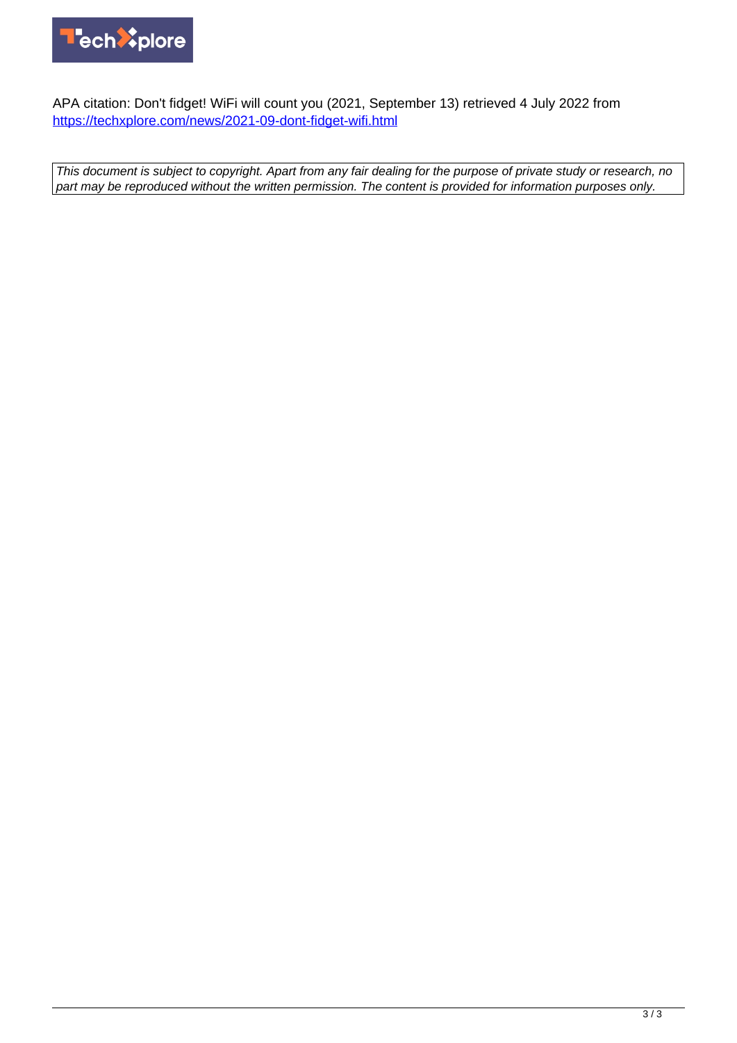APA citation: Don't fidget! WiFi will count you (2021, September 13) retrieved 4 July 2022 from https://techxplore.com/news/2021-09-dont-fidget-wifi.html

*This document is subject to copyright. Apart from any fair dealing for the purpose of private study or research, no part may be reproduced without the written permission. The content is provided for information purposes only.*